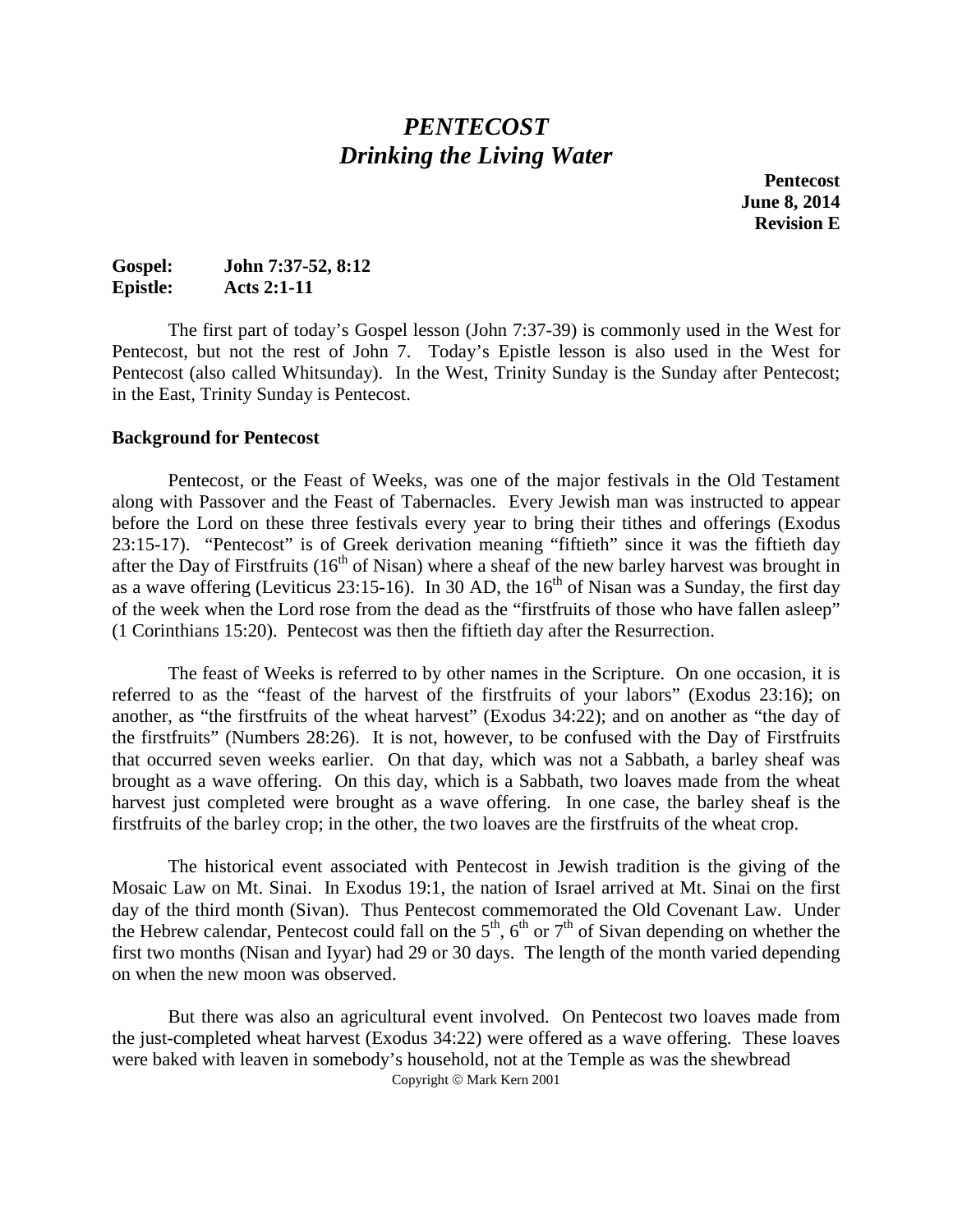# *PENTECOST*
# *Drinking the Living Water*

**Pentecost**
**June 8, 2014**
**Revision E**

**Gospel:** **John 7:37-52, 8:12**
**Epistle:** **Acts 2:1-11**

The first part of today's Gospel lesson (John 7:37-39) is commonly used in the West for Pentecost, but not the rest of John 7. Today's Epistle lesson is also used in the West for Pentecost (also called Whitsunday). In the West, Trinity Sunday is the Sunday after Pentecost; in the East, Trinity Sunday is Pentecost.

**Background for Pentecost**

Pentecost, or the Feast of Weeks, was one of the major festivals in the Old Testament along with Passover and the Feast of Tabernacles. Every Jewish man was instructed to appear before the Lord on these three festivals every year to bring their tithes and offerings (Exodus 23:15-17). "Pentecost" is of Greek derivation meaning "fiftieth" since it was the fiftieth day after the Day of Firstfruits (16th of Nisan) where a sheaf of the new barley harvest was brought in as a wave offering (Leviticus 23:15-16). In 30 AD, the 16th of Nisan was a Sunday, the first day of the week when the Lord rose from the dead as the "firstfruits of those who have fallen asleep" (1 Corinthians 15:20). Pentecost was then the fiftieth day after the Resurrection.

The feast of Weeks is referred to by other names in the Scripture. On one occasion, it is referred to as the "feast of the harvest of the firstfruits of your labors" (Exodus 23:16); on another, as "the firstfruits of the wheat harvest" (Exodus 34:22); and on another as "the day of the firstfruits" (Numbers 28:26). It is not, however, to be confused with the Day of Firstfruits that occurred seven weeks earlier. On that day, which was not a Sabbath, a barley sheaf was brought as a wave offering. On this day, which is a Sabbath, two loaves made from the wheat harvest just completed were brought as a wave offering. In one case, the barley sheaf is the firstfruits of the barley crop; in the other, the two loaves are the firstfruits of the wheat crop.

The historical event associated with Pentecost in Jewish tradition is the giving of the Mosaic Law on Mt. Sinai. In Exodus 19:1, the nation of Israel arrived at Mt. Sinai on the first day of the third month (Sivan). Thus Pentecost commemorated the Old Covenant Law. Under the Hebrew calendar, Pentecost could fall on the 5th, 6th or 7th of Sivan depending on whether the first two months (Nisan and Iyyar) had 29 or 30 days. The length of the month varied depending on when the new moon was observed.

But there was also an agricultural event involved. On Pentecost two loaves made from the just-completed wheat harvest (Exodus 34:22) were offered as a wave offering. These loaves were baked with leaven in somebody's household, not at the Temple as was the shewbread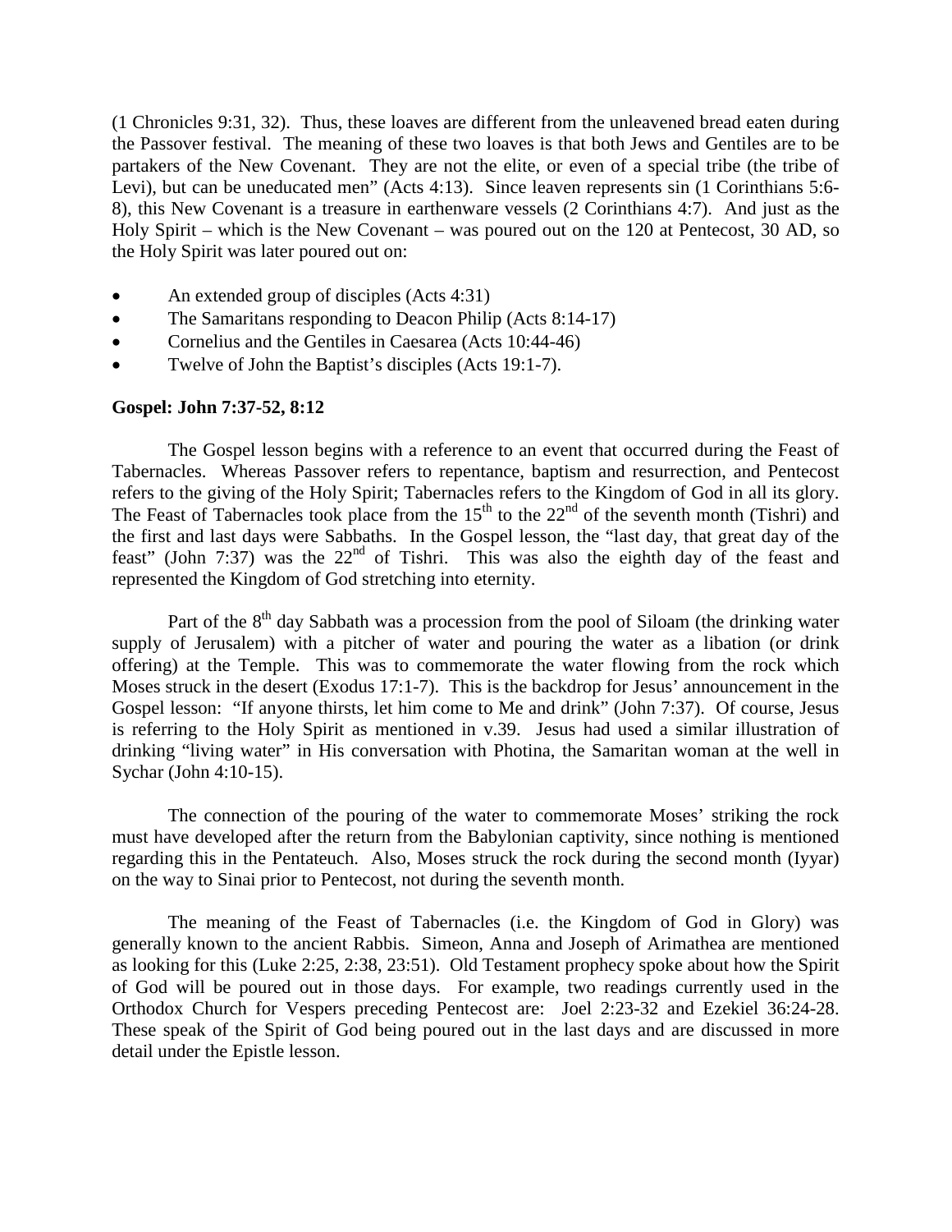(1 Chronicles 9:31, 32). Thus, these loaves are different from the unleavened bread eaten during the Passover festival. The meaning of these two loaves is that both Jews and Gentiles are to be partakers of the New Covenant. They are not the elite, or even of a special tribe (the tribe of Levi), but can be uneducated men" (Acts 4:13). Since leaven represents sin (1 Corinthians 5:6-8), this New Covenant is a treasure in earthenware vessels (2 Corinthians 4:7). And just as the Holy Spirit – which is the New Covenant – was poured out on the 120 at Pentecost, 30 AD, so the Holy Spirit was later poured out on:

- An extended group of disciples (Acts 4:31)
- The Samaritans responding to Deacon Philip (Acts 8:14-17)
- Cornelius and the Gentiles in Caesarea (Acts 10:44-46)
- Twelve of John the Baptist's disciples (Acts 19:1-7).

**Gospel: John 7:37-52, 8:12**

The Gospel lesson begins with a reference to an event that occurred during the Feast of Tabernacles. Whereas Passover refers to repentance, baptism and resurrection, and Pentecost refers to the giving of the Holy Spirit; Tabernacles refers to the Kingdom of God in all its glory. The Feast of Tabernacles took place from the 15th to the 22nd of the seventh month (Tishri) and the first and last days were Sabbaths. In the Gospel lesson, the "last day, that great day of the feast" (John 7:37) was the 22nd of Tishri. This was also the eighth day of the feast and represented the Kingdom of God stretching into eternity.

Part of the 8th day Sabbath was a procession from the pool of Siloam (the drinking water supply of Jerusalem) with a pitcher of water and pouring the water as a libation (or drink offering) at the Temple. This was to commemorate the water flowing from the rock which Moses struck in the desert (Exodus 17:1-7). This is the backdrop for Jesus' announcement in the Gospel lesson: "If anyone thirsts, let him come to Me and drink" (John 7:37). Of course, Jesus is referring to the Holy Spirit as mentioned in v.39. Jesus had used a similar illustration of drinking "living water" in His conversation with Photina, the Samaritan woman at the well in Sychar (John 4:10-15).

The connection of the pouring of the water to commemorate Moses' striking the rock must have developed after the return from the Babylonian captivity, since nothing is mentioned regarding this in the Pentateuch. Also, Moses struck the rock during the second month (Iyyar) on the way to Sinai prior to Pentecost, not during the seventh month.

The meaning of the Feast of Tabernacles (i.e. the Kingdom of God in Glory) was generally known to the ancient Rabbis. Simeon, Anna and Joseph of Arimathea are mentioned as looking for this (Luke 2:25, 2:38, 23:51). Old Testament prophecy spoke about how the Spirit of God will be poured out in those days. For example, two readings currently used in the Orthodox Church for Vespers preceding Pentecost are: Joel 2:23-32 and Ezekiel 36:24-28. These speak of the Spirit of God being poured out in the last days and are discussed in more detail under the Epistle lesson.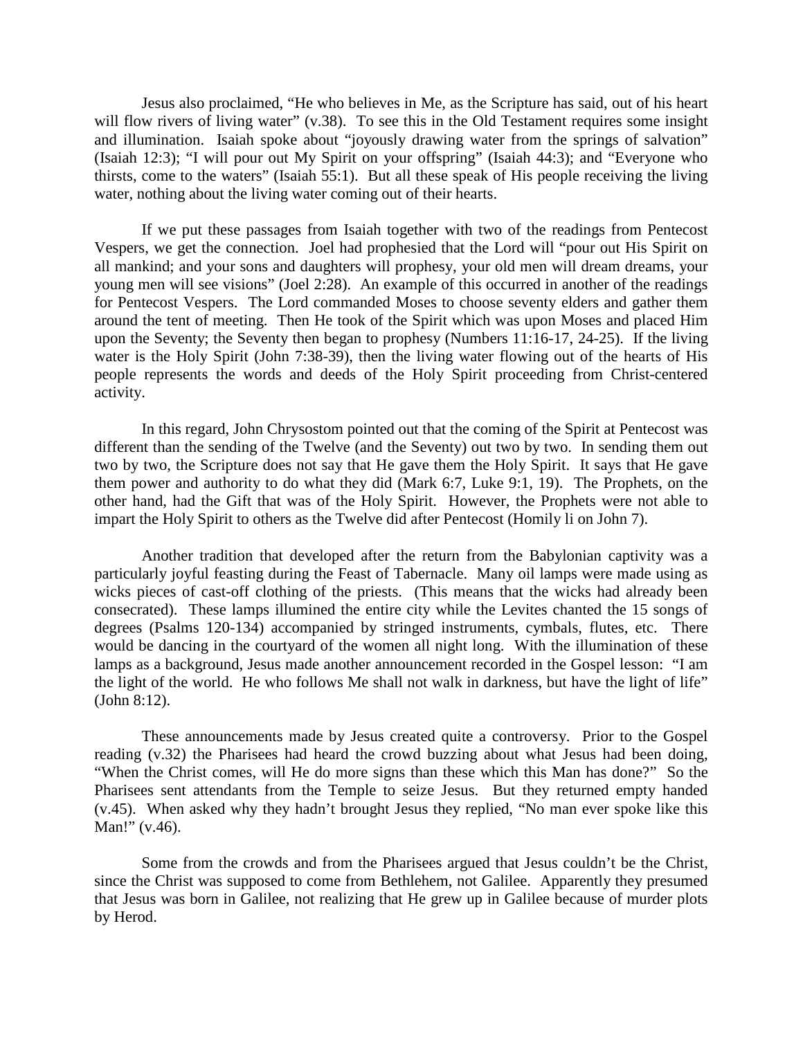Jesus also proclaimed, “He who believes in Me, as the Scripture has said, out of his heart will flow rivers of living water” (v.38). To see this in the Old Testament requires some insight and illumination. Isaiah spoke about “joyously drawing water from the springs of salvation” (Isaiah 12:3); “I will pour out My Spirit on your offspring” (Isaiah 44:3); and “Everyone who thirsts, come to the waters” (Isaiah 55:1). But all these speak of His people receiving the living water, nothing about the living water coming out of their hearts.

If we put these passages from Isaiah together with two of the readings from Pentecost Vespers, we get the connection. Joel had prophesied that the Lord will “pour out His Spirit on all mankind; and your sons and daughters will prophesy, your old men will dream dreams, your young men will see visions” (Joel 2:28). An example of this occurred in another of the readings for Pentecost Vespers. The Lord commanded Moses to choose seventy elders and gather them around the tent of meeting. Then He took of the Spirit which was upon Moses and placed Him upon the Seventy; the Seventy then began to prophesy (Numbers 11:16-17, 24-25). If the living water is the Holy Spirit (John 7:38-39), then the living water flowing out of the hearts of His people represents the words and deeds of the Holy Spirit proceeding from Christ-centered activity.

In this regard, John Chrysostom pointed out that the coming of the Spirit at Pentecost was different than the sending of the Twelve (and the Seventy) out two by two. In sending them out two by two, the Scripture does not say that He gave them the Holy Spirit. It says that He gave them power and authority to do what they did (Mark 6:7, Luke 9:1, 19). The Prophets, on the other hand, had the Gift that was of the Holy Spirit. However, the Prophets were not able to impart the Holy Spirit to others as the Twelve did after Pentecost (Homily li on John 7).

Another tradition that developed after the return from the Babylonian captivity was a particularly joyful feasting during the Feast of Tabernacle. Many oil lamps were made using as wicks pieces of cast-off clothing of the priests. (This means that the wicks had already been consecrated). These lamps illumined the entire city while the Levites chanted the 15 songs of degrees (Psalms 120-134) accompanied by stringed instruments, cymbals, flutes, etc. There would be dancing in the courtyard of the women all night long. With the illumination of these lamps as a background, Jesus made another announcement recorded in the Gospel lesson: “I am the light of the world. He who follows Me shall not walk in darkness, but have the light of life” (John 8:12).

These announcements made by Jesus created quite a controversy. Prior to the Gospel reading (v.32) the Pharisees had heard the crowd buzzing about what Jesus had been doing, “When the Christ comes, will He do more signs than these which this Man has done?” So the Pharisees sent attendants from the Temple to seize Jesus. But they returned empty handed (v.45). When asked why they hadn’t brought Jesus they replied, “No man ever spoke like this Man!” (v.46).

Some from the crowds and from the Pharisees argued that Jesus couldn’t be the Christ, since the Christ was supposed to come from Bethlehem, not Galilee. Apparently they presumed that Jesus was born in Galilee, not realizing that He grew up in Galilee because of murder plots by Herod.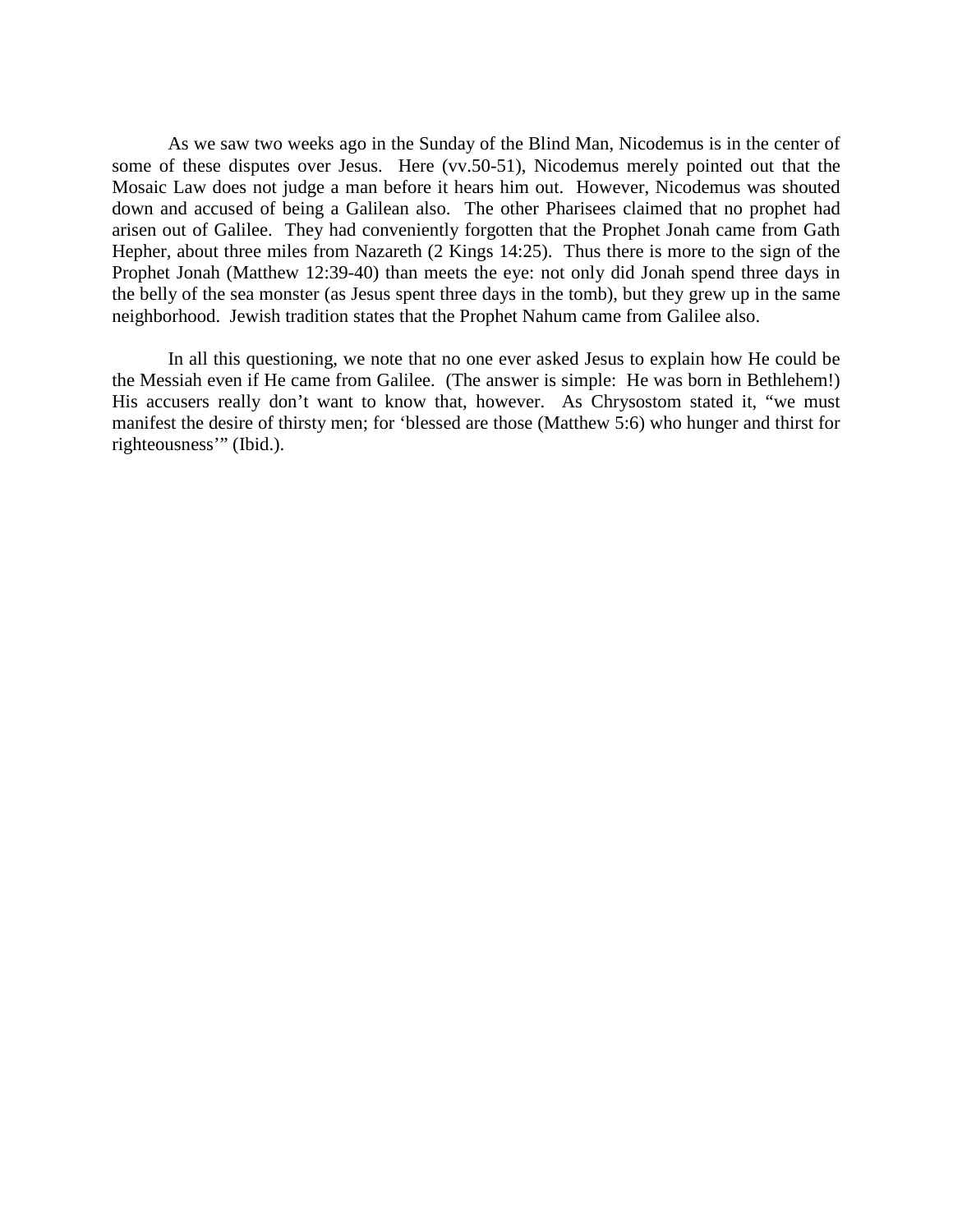As we saw two weeks ago in the Sunday of the Blind Man, Nicodemus is in the center of some of these disputes over Jesus. Here (vv.50-51), Nicodemus merely pointed out that the Mosaic Law does not judge a man before it hears him out. However, Nicodemus was shouted down and accused of being a Galilean also. The other Pharisees claimed that no prophet had arisen out of Galilee. They had conveniently forgotten that the Prophet Jonah came from Gath Hepher, about three miles from Nazareth (2 Kings 14:25). Thus there is more to the sign of the Prophet Jonah (Matthew 12:39-40) than meets the eye: not only did Jonah spend three days in the belly of the sea monster (as Jesus spent three days in the tomb), but they grew up in the same neighborhood. Jewish tradition states that the Prophet Nahum came from Galilee also.

In all this questioning, we note that no one ever asked Jesus to explain how He could be the Messiah even if He came from Galilee. (The answer is simple: He was born in Bethlehem!) His accusers really don't want to know that, however. As Chrysostom stated it, "we must manifest the desire of thirsty men; for 'blessed are those (Matthew 5:6) who hunger and thirst for righteousness'" (Ibid.).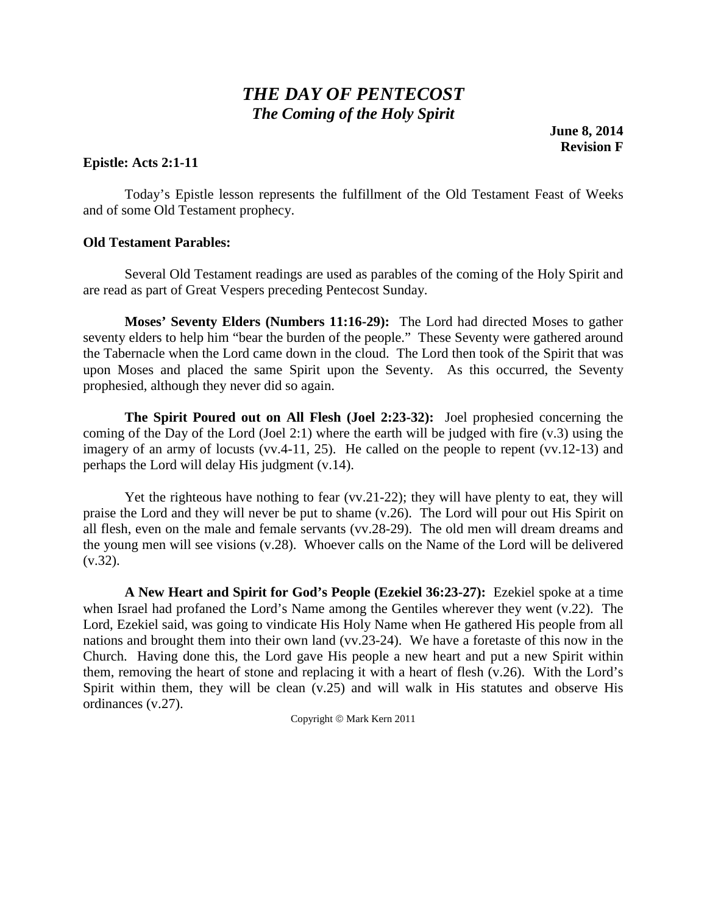# *THE DAY OF PENTECOST*
## *The Coming of the Holy Spirit*

**June 8, 2014**
**Revision F**

**Epistle: Acts 2:1-11**

Today's Epistle lesson represents the fulfillment of the Old Testament Feast of Weeks and of some Old Testament prophecy.

**Old Testament Parables:**

Several Old Testament readings are used as parables of the coming of the Holy Spirit and are read as part of Great Vespers preceding Pentecost Sunday.

**Moses' Seventy Elders (Numbers 11:16-29):** The Lord had directed Moses to gather seventy elders to help him "bear the burden of the people." These Seventy were gathered around the Tabernacle when the Lord came down in the cloud. The Lord then took of the Spirit that was upon Moses and placed the same Spirit upon the Seventy. As this occurred, the Seventy prophesied, although they never did so again.

**The Spirit Poured out on All Flesh (Joel 2:23-32):** Joel prophesied concerning the coming of the Day of the Lord (Joel 2:1) where the earth will be judged with fire (v.3) using the imagery of an army of locusts (vv.4-11, 25). He called on the people to repent (vv.12-13) and perhaps the Lord will delay His judgment (v.14).

Yet the righteous have nothing to fear (vv.21-22); they will have plenty to eat, they will praise the Lord and they will never be put to shame (v.26). The Lord will pour out His Spirit on all flesh, even on the male and female servants (vv.28-29). The old men will dream dreams and the young men will see visions (v.28). Whoever calls on the Name of the Lord will be delivered (v.32).

**A New Heart and Spirit for God's People (Ezekiel 36:23-27):** Ezekiel spoke at a time when Israel had profaned the Lord's Name among the Gentiles wherever they went (v.22). The Lord, Ezekiel said, was going to vindicate His Holy Name when He gathered His people from all nations and brought them into their own land (vv.23-24). We have a foretaste of this now in the Church. Having done this, the Lord gave His people a new heart and put a new Spirit within them, removing the heart of stone and replacing it with a heart of flesh (v.26). With the Lord's Spirit within them, they will be clean (v.25) and will walk in His statutes and observe His ordinances (v.27).

Copyright © Mark Kern 2011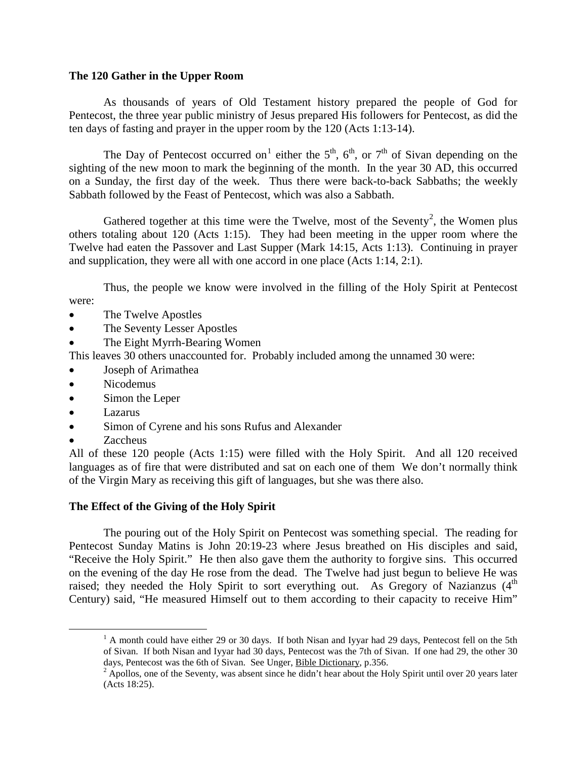## The 120 Gather in the Upper Room

As thousands of years of Old Testament history prepared the people of God for Pentecost, the three year public ministry of Jesus prepared His followers for Pentecost, as did the ten days of fasting and prayer in the upper room by the 120 (Acts 1:13-14).

The Day of Pentecost occurred on[1] either the 5th, 6th, or 7th of Sivan depending on the sighting of the new moon to mark the beginning of the month. In the year 30 AD, this occurred on a Sunday, the first day of the week. Thus there were back-to-back Sabbaths; the weekly Sabbath followed by the Feast of Pentecost, which was also a Sabbath.

Gathered together at this time were the Twelve, most of the Seventy[2], the Women plus others totaling about 120 (Acts 1:15). They had been meeting in the upper room where the Twelve had eaten the Passover and Last Supper (Mark 14:15, Acts 1:13). Continuing in prayer and supplication, they were all with one accord in one place (Acts 1:14, 2:1).

Thus, the people we know were involved in the filling of the Holy Spirit at Pentecost were:

- The Twelve Apostles
- The Seventy Lesser Apostles
- The Eight Myrrh-Bearing Women

This leaves 30 others unaccounted for. Probably included among the unnamed 30 were:

- Joseph of Arimathea
- Nicodemus
- Simon the Leper
- Lazarus
- Simon of Cyrene and his sons Rufus and Alexander
- Zaccheus

All of these 120 people (Acts 1:15) were filled with the Holy Spirit. And all 120 received languages as of fire that were distributed and sat on each one of them We don't normally think of the Virgin Mary as receiving this gift of languages, but she was there also.

## The Effect of the Giving of the Holy Spirit

The pouring out of the Holy Spirit on Pentecost was something special. The reading for Pentecost Sunday Matins is John 20:19-23 where Jesus breathed on His disciples and said, "Receive the Holy Spirit." He then also gave them the authority to forgive sins. This occurred on the evening of the day He rose from the dead. The Twelve had just begun to believe He was raised; they needed the Holy Spirit to sort everything out. As Gregory of Nazianzus (4th Century) said, "He measured Himself out to them according to their capacity to receive Him"

---

[1] A month could have either 29 or 30 days. If both Nisan and Iyyar had 29 days, Pentecost fell on the 5th of Sivan. If both Nisan and Iyyar had 30 days, Pentecost was the 7th of Sivan. If one had 29, the other 30 days, Pentecost was the 6th of Sivan. See Unger, Bible Dictionary, p.356.

[2] Apollos, one of the Seventy, was absent since he didn't hear about the Holy Spirit until over 20 years later (Acts 18:25).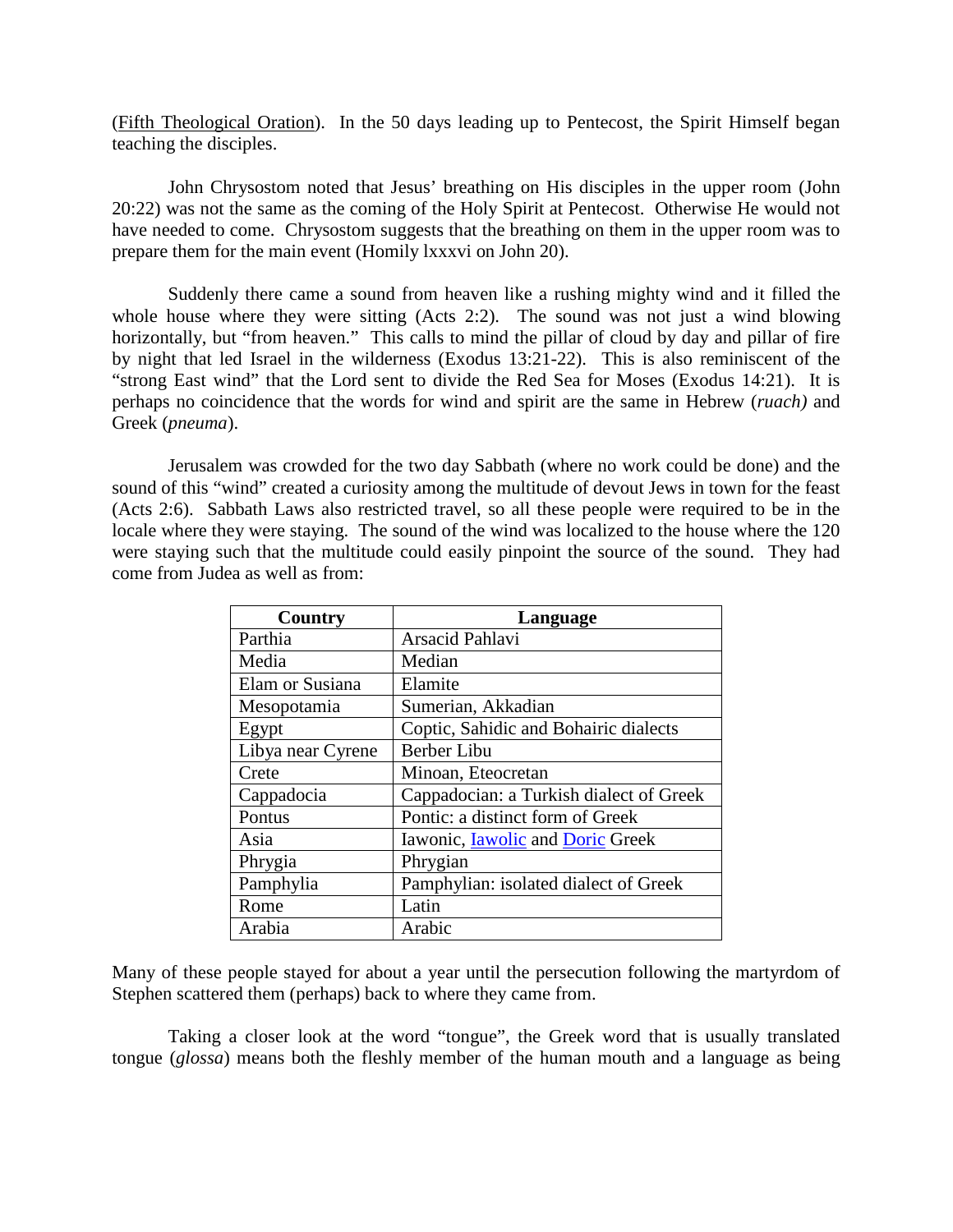(Fifth Theological Oration). In the 50 days leading up to Pentecost, the Spirit Himself began teaching the disciples.

John Chrysostom noted that Jesus' breathing on His disciples in the upper room (John 20:22) was not the same as the coming of the Holy Spirit at Pentecost. Otherwise He would not have needed to come. Chrysostom suggests that the breathing on them in the upper room was to prepare them for the main event (Homily lxxxvi on John 20).

Suddenly there came a sound from heaven like a rushing mighty wind and it filled the whole house where they were sitting (Acts 2:2). The sound was not just a wind blowing horizontally, but "from heaven." This calls to mind the pillar of cloud by day and pillar of fire by night that led Israel in the wilderness (Exodus 13:21-22). This is also reminiscent of the "strong East wind" that the Lord sent to divide the Red Sea for Moses (Exodus 14:21). It is perhaps no coincidence that the words for wind and spirit are the same in Hebrew (*ruach)* and Greek (*pneuma*).

Jerusalem was crowded for the two day Sabbath (where no work could be done) and the sound of this "wind" created a curiosity among the multitude of devout Jews in town for the feast (Acts 2:6). Sabbath Laws also restricted travel, so all these people were required to be in the locale where they were staying. The sound of the wind was localized to the house where the 120 were staying such that the multitude could easily pinpoint the source of the sound. They had come from Judea as well as from:

| Country | Language |
|---|---|
| Parthia | Arsacid Pahlavi |
| Media | Median |
| Elam or Susiana | Elamite |
| Mesopotamia | Sumerian, Akkadian |
| Egypt | Coptic, Sahidic and Bohairic dialects |
| Libya near Cyrene | Berber Libu |
| Crete | Minoan, Eteocretan |
| Cappadocia | Cappadocian: a Turkish dialect of Greek |
| Pontus | Pontic: a distinct form of Greek |
| Asia | Iawonic, Iawolic and Doric Greek |
| Phrygia | Phrygian |
| Pamphylia | Pamphylian: isolated dialect of Greek |
| Rome | Latin |
| Arabia | Arabic |

Many of these people stayed for about a year until the persecution following the martyrdom of Stephen scattered them (perhaps) back to where they came from.

Taking a closer look at the word "tongue", the Greek word that is usually translated tongue (*glossa*) means both the fleshly member of the human mouth and a language as being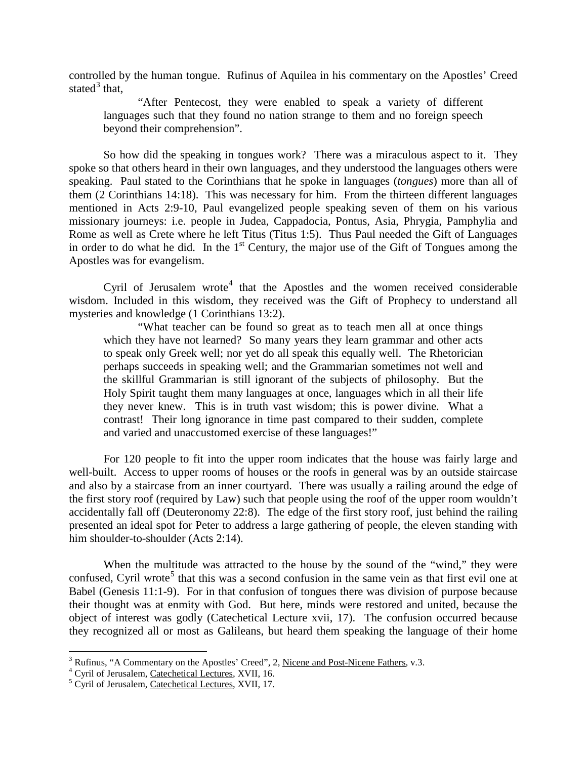controlled by the human tongue. Rufinus of Aquilea in his commentary on the Apostles' Creed stated[3] that,

> "After Pentecost, they were enabled to speak a variety of different languages such that they found no nation strange to them and no foreign speech beyond their comprehension".

So how did the speaking in tongues work? There was a miraculous aspect to it. They spoke so that others heard in their own languages, and they understood the languages others were speaking. Paul stated to the Corinthians that he spoke in languages (*tongues*) more than all of them (2 Corinthians 14:18). This was necessary for him. From the thirteen different languages mentioned in Acts 2:9-10, Paul evangelized people speaking seven of them on his various missionary journeys: i.e. people in Judea, Cappadocia, Pontus, Asia, Phrygia, Pamphylia and Rome as well as Crete where he left Titus (Titus 1:5). Thus Paul needed the Gift of Languages in order to do what he did. In the 1st Century, the major use of the Gift of Tongues among the Apostles was for evangelism.

Cyril of Jerusalem wrote[4] that the Apostles and the women received considerable wisdom. Included in this wisdom, they received was the Gift of Prophecy to understand all mysteries and knowledge (1 Corinthians 13:2).

> "What teacher can be found so great as to teach men all at once things which they have not learned? So many years they learn grammar and other acts to speak only Greek well; nor yet do all speak this equally well. The Rhetorician perhaps succeeds in speaking well; and the Grammarian sometimes not well and the skillful Grammarian is still ignorant of the subjects of philosophy. But the Holy Spirit taught them many languages at once, languages which in all their life they never knew. This is in truth vast wisdom; this is power divine. What a contrast! Their long ignorance in time past compared to their sudden, complete and varied and unaccustomed exercise of these languages!"

For 120 people to fit into the upper room indicates that the house was fairly large and well-built. Access to upper rooms of houses or the roofs in general was by an outside staircase and also by a staircase from an inner courtyard. There was usually a railing around the edge of the first story roof (required by Law) such that people using the roof of the upper room wouldn't accidentally fall off (Deuteronomy 22:8). The edge of the first story roof, just behind the railing presented an ideal spot for Peter to address a large gathering of people, the eleven standing with him shoulder-to-shoulder (Acts 2:14).

When the multitude was attracted to the house by the sound of the "wind," they were confused, Cyril wrote[5] that this was a second confusion in the same vein as that first evil one at Babel (Genesis 11:1-9). For in that confusion of tongues there was division of purpose because their thought was at enmity with God. But here, minds were restored and united, because the object of interest was godly (Catechetical Lecture xvii, 17). The confusion occurred because they recognized all or most as Galileans, but heard them speaking the language of their home

---

[3] Rufinus, "A Commentary on the Apostles' Creed", 2, Nicene and Post-Nicene Fathers, v.3.

[4] Cyril of Jerusalem, Catechetical Lectures, XVII, 16.

[5] Cyril of Jerusalem, Catechetical Lectures, XVII, 17.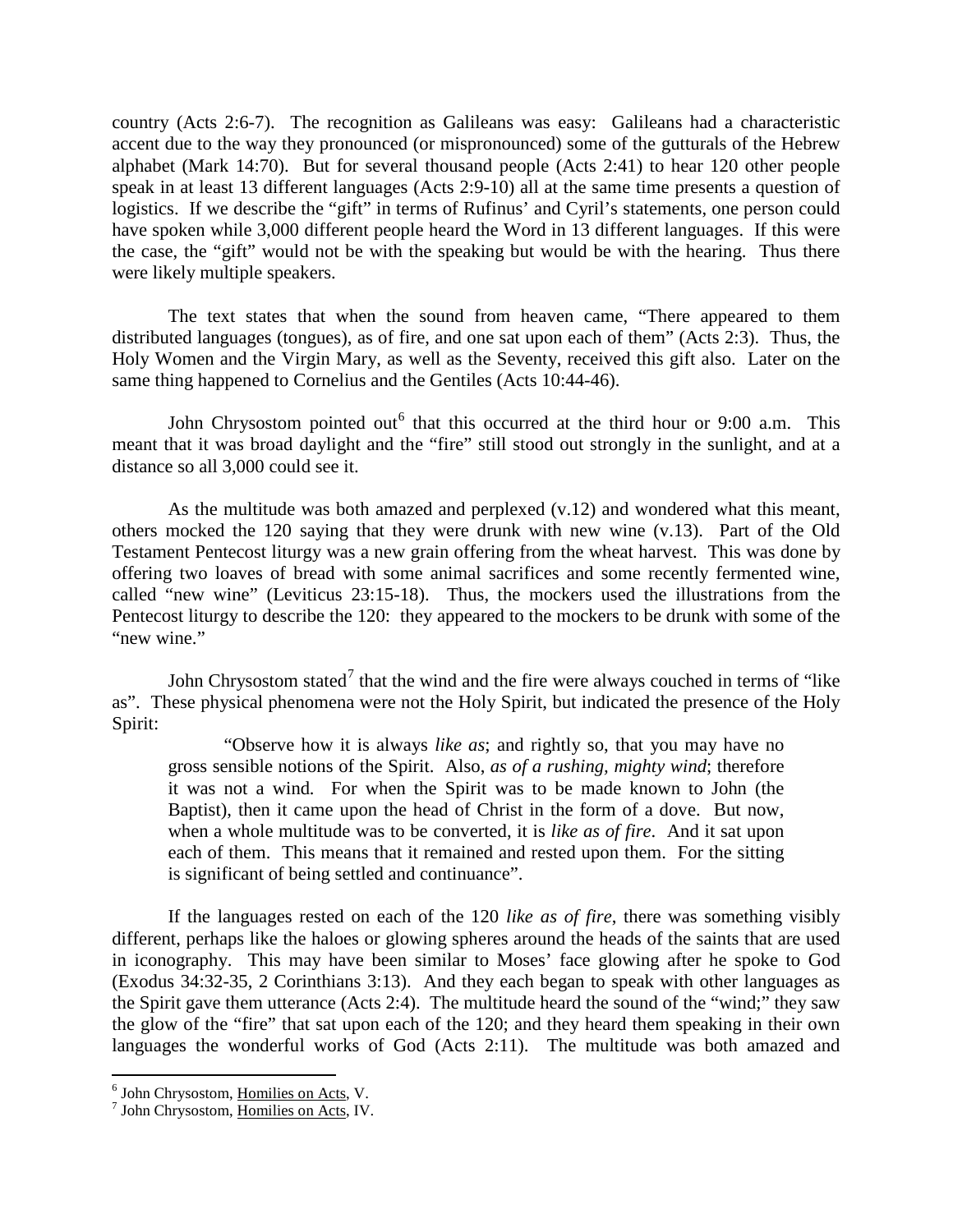country (Acts 2:6-7). The recognition as Galileans was easy: Galileans had a characteristic accent due to the way they pronounced (or mispronounced) some of the gutturals of the Hebrew alphabet (Mark 14:70). But for several thousand people (Acts 2:41) to hear 120 other people speak in at least 13 different languages (Acts 2:9-10) all at the same time presents a question of logistics. If we describe the "gift" in terms of Rufinus' and Cyril's statements, one person could have spoken while 3,000 different people heard the Word in 13 different languages. If this were the case, the "gift" would not be with the speaking but would be with the hearing. Thus there were likely multiple speakers.

The text states that when the sound from heaven came, "There appeared to them distributed languages (tongues), as of fire, and one sat upon each of them" (Acts 2:3). Thus, the Holy Women and the Virgin Mary, as well as the Seventy, received this gift also. Later on the same thing happened to Cornelius and the Gentiles (Acts 10:44-46).

John Chrysostom pointed out[6] that this occurred at the third hour or 9:00 a.m. This meant that it was broad daylight and the "fire" still stood out strongly in the sunlight, and at a distance so all 3,000 could see it.

As the multitude was both amazed and perplexed (v.12) and wondered what this meant, others mocked the 120 saying that they were drunk with new wine (v.13). Part of the Old Testament Pentecost liturgy was a new grain offering from the wheat harvest. This was done by offering two loaves of bread with some animal sacrifices and some recently fermented wine, called "new wine" (Leviticus 23:15-18). Thus, the mockers used the illustrations from the Pentecost liturgy to describe the 120: they appeared to the mockers to be drunk with some of the "new wine."

John Chrysostom stated[7] that the wind and the fire were always couched in terms of "like as". These physical phenomena were not the Holy Spirit, but indicated the presence of the Holy Spirit:

> "Observe how it is always *like as*; and rightly so, that you may have no gross sensible notions of the Spirit. Also, *as of a rushing, mighty wind*; therefore it was not a wind. For when the Spirit was to be made known to John (the Baptist), then it came upon the head of Christ in the form of a dove. But now, when a whole multitude was to be converted, it is *like as of fire*. And it sat upon each of them. This means that it remained and rested upon them. For the sitting is significant of being settled and continuance".

If the languages rested on each of the 120 *like as of fire*, there was something visibly different, perhaps like the haloes or glowing spheres around the heads of the saints that are used in iconography. This may have been similar to Moses' face glowing after he spoke to God (Exodus 34:32-35, 2 Corinthians 3:13). And they each began to speak with other languages as the Spirit gave them utterance (Acts 2:4). The multitude heard the sound of the "wind;" they saw the glow of the "fire" that sat upon each of the 120; and they heard them speaking in their own languages the wonderful works of God (Acts 2:11). The multitude was both amazed and

---

[6] John Chrysostom, Homilies on Acts, V.

[7] John Chrysostom, Homilies on Acts, IV.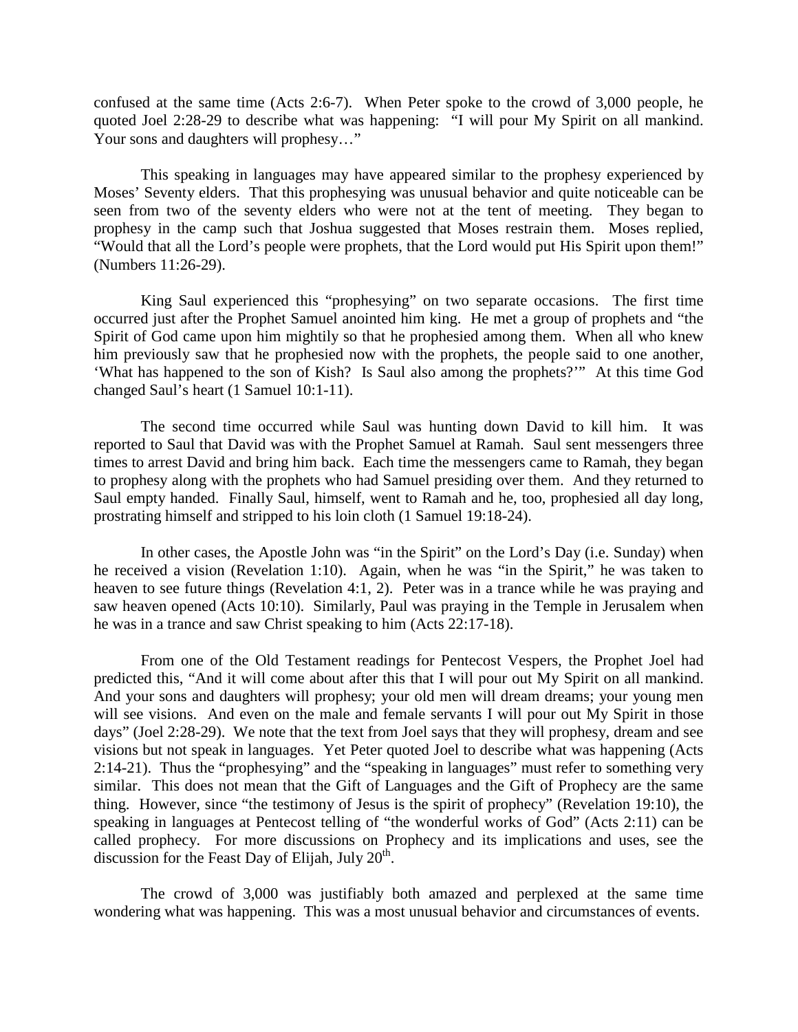confused at the same time (Acts 2:6-7). When Peter spoke to the crowd of 3,000 people, he quoted Joel 2:28-29 to describe what was happening: "I will pour My Spirit on all mankind. Your sons and daughters will prophesy…"

This speaking in languages may have appeared similar to the prophesy experienced by Moses' Seventy elders. That this prophesying was unusual behavior and quite noticeable can be seen from two of the seventy elders who were not at the tent of meeting. They began to prophesy in the camp such that Joshua suggested that Moses restrain them. Moses replied, "Would that all the Lord's people were prophets, that the Lord would put His Spirit upon them!" (Numbers 11:26-29).

King Saul experienced this "prophesying" on two separate occasions. The first time occurred just after the Prophet Samuel anointed him king. He met a group of prophets and "the Spirit of God came upon him mightily so that he prophesied among them. When all who knew him previously saw that he prophesied now with the prophets, the people said to one another, 'What has happened to the son of Kish? Is Saul also among the prophets?'" At this time God changed Saul's heart (1 Samuel 10:1-11).

The second time occurred while Saul was hunting down David to kill him. It was reported to Saul that David was with the Prophet Samuel at Ramah. Saul sent messengers three times to arrest David and bring him back. Each time the messengers came to Ramah, they began to prophesy along with the prophets who had Samuel presiding over them. And they returned to Saul empty handed. Finally Saul, himself, went to Ramah and he, too, prophesied all day long, prostrating himself and stripped to his loin cloth (1 Samuel 19:18-24).

In other cases, the Apostle John was "in the Spirit" on the Lord's Day (i.e. Sunday) when he received a vision (Revelation 1:10). Again, when he was "in the Spirit," he was taken to heaven to see future things (Revelation 4:1, 2). Peter was in a trance while he was praying and saw heaven opened (Acts 10:10). Similarly, Paul was praying in the Temple in Jerusalem when he was in a trance and saw Christ speaking to him (Acts 22:17-18).

From one of the Old Testament readings for Pentecost Vespers, the Prophet Joel had predicted this, "And it will come about after this that I will pour out My Spirit on all mankind. And your sons and daughters will prophesy; your old men will dream dreams; your young men will see visions. And even on the male and female servants I will pour out My Spirit in those days" (Joel 2:28-29). We note that the text from Joel says that they will prophesy, dream and see visions but not speak in languages. Yet Peter quoted Joel to describe what was happening (Acts 2:14-21). Thus the "prophesying" and the "speaking in languages" must refer to something very similar. This does not mean that the Gift of Languages and the Gift of Prophecy are the same thing. However, since "the testimony of Jesus is the spirit of prophecy" (Revelation 19:10), the speaking in languages at Pentecost telling of "the wonderful works of God" (Acts 2:11) can be called prophecy. For more discussions on Prophecy and its implications and uses, see the discussion for the Feast Day of Elijah, July 20th.

The crowd of 3,000 was justifiably both amazed and perplexed at the same time wondering what was happening. This was a most unusual behavior and circumstances of events.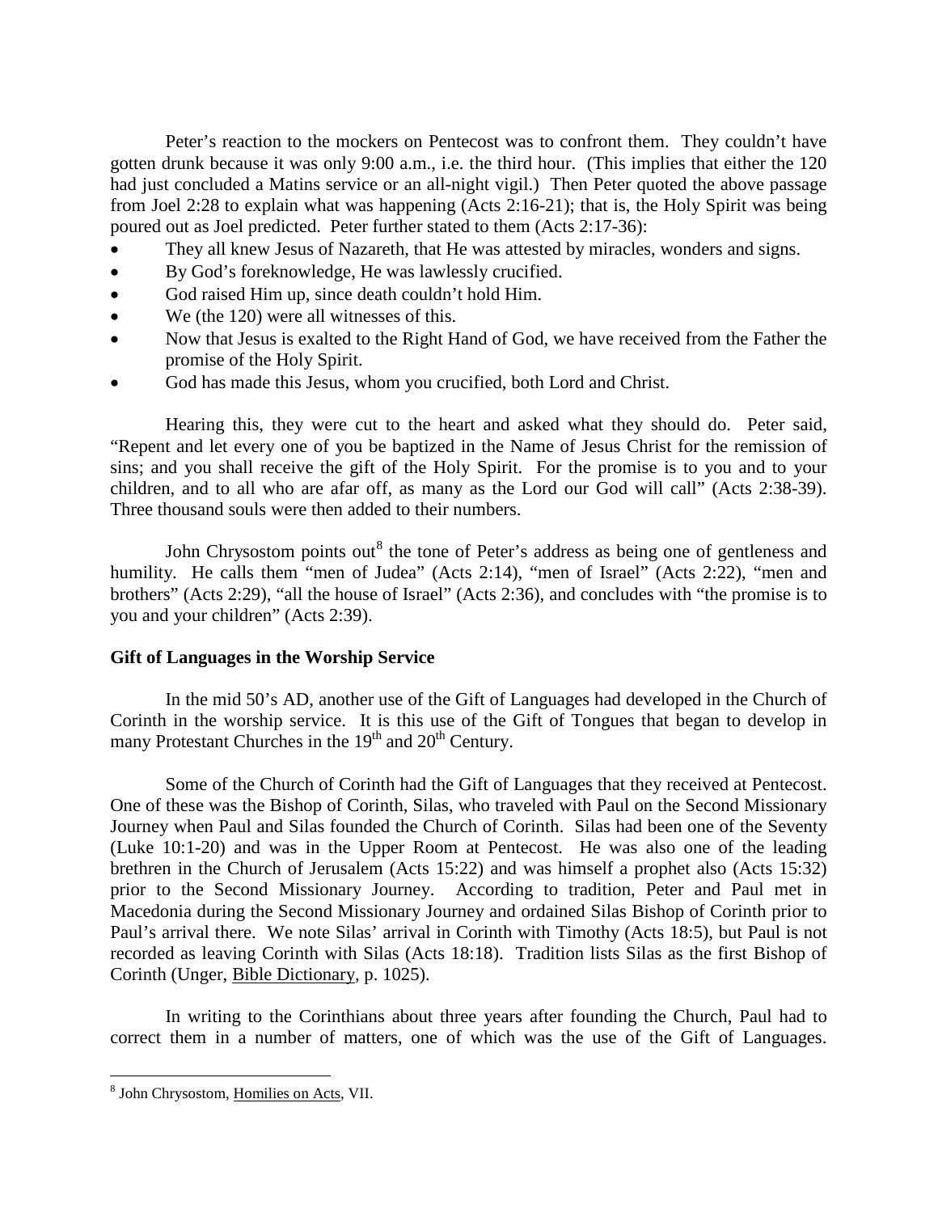Peter's reaction to the mockers on Pentecost was to confront them. They couldn't have gotten drunk because it was only 9:00 a.m., i.e. the third hour. (This implies that either the 120 had just concluded a Matins service or an all-night vigil.) Then Peter quoted the above passage from Joel 2:28 to explain what was happening (Acts 2:16-21); that is, the Holy Spirit was being poured out as Joel predicted. Peter further stated to them (Acts 2:17-36):

- They all knew Jesus of Nazareth, that He was attested by miracles, wonders and signs.
- By God's foreknowledge, He was lawlessly crucified.
- God raised Him up, since death couldn't hold Him.
- We (the 120) were all witnesses of this.
- Now that Jesus is exalted to the Right Hand of God, we have received from the Father the promise of the Holy Spirit.
- God has made this Jesus, whom you crucified, both Lord and Christ.

Hearing this, they were cut to the heart and asked what they should do. Peter said, "Repent and let every one of you be baptized in the Name of Jesus Christ for the remission of sins; and you shall receive the gift of the Holy Spirit. For the promise is to you and to your children, and to all who are afar off, as many as the Lord our God will call" (Acts 2:38-39). Three thousand souls were then added to their numbers.

John Chrysostom points out[8] the tone of Peter's address as being one of gentleness and humility. He calls them "men of Judea" (Acts 2:14), "men of Israel" (Acts 2:22), "men and brothers" (Acts 2:29), "all the house of Israel" (Acts 2:36), and concludes with "the promise is to you and your children" (Acts 2:39).

**Gift of Languages in the Worship Service**

In the mid 50's AD, another use of the Gift of Languages had developed in the Church of Corinth in the worship service. It is this use of the Gift of Tongues that began to develop in many Protestant Churches in the 19th and 20th Century.

Some of the Church of Corinth had the Gift of Languages that they received at Pentecost. One of these was the Bishop of Corinth, Silas, who traveled with Paul on the Second Missionary Journey when Paul and Silas founded the Church of Corinth. Silas had been one of the Seventy (Luke 10:1-20) and was in the Upper Room at Pentecost. He was also one of the leading brethren in the Church of Jerusalem (Acts 15:22) and was himself a prophet also (Acts 15:32) prior to the Second Missionary Journey. According to tradition, Peter and Paul met in Macedonia during the Second Missionary Journey and ordained Silas Bishop of Corinth prior to Paul's arrival there. We note Silas' arrival in Corinth with Timothy (Acts 18:5), but Paul is not recorded as leaving Corinth with Silas (Acts 18:18). Tradition lists Silas as the first Bishop of Corinth (Unger, Bible Dictionary, p. 1025).

In writing to the Corinthians about three years after founding the Church, Paul had to correct them in a number of matters, one of which was the use of the Gift of Languages.

[8] John Chrysostom, Homilies on Acts, VII.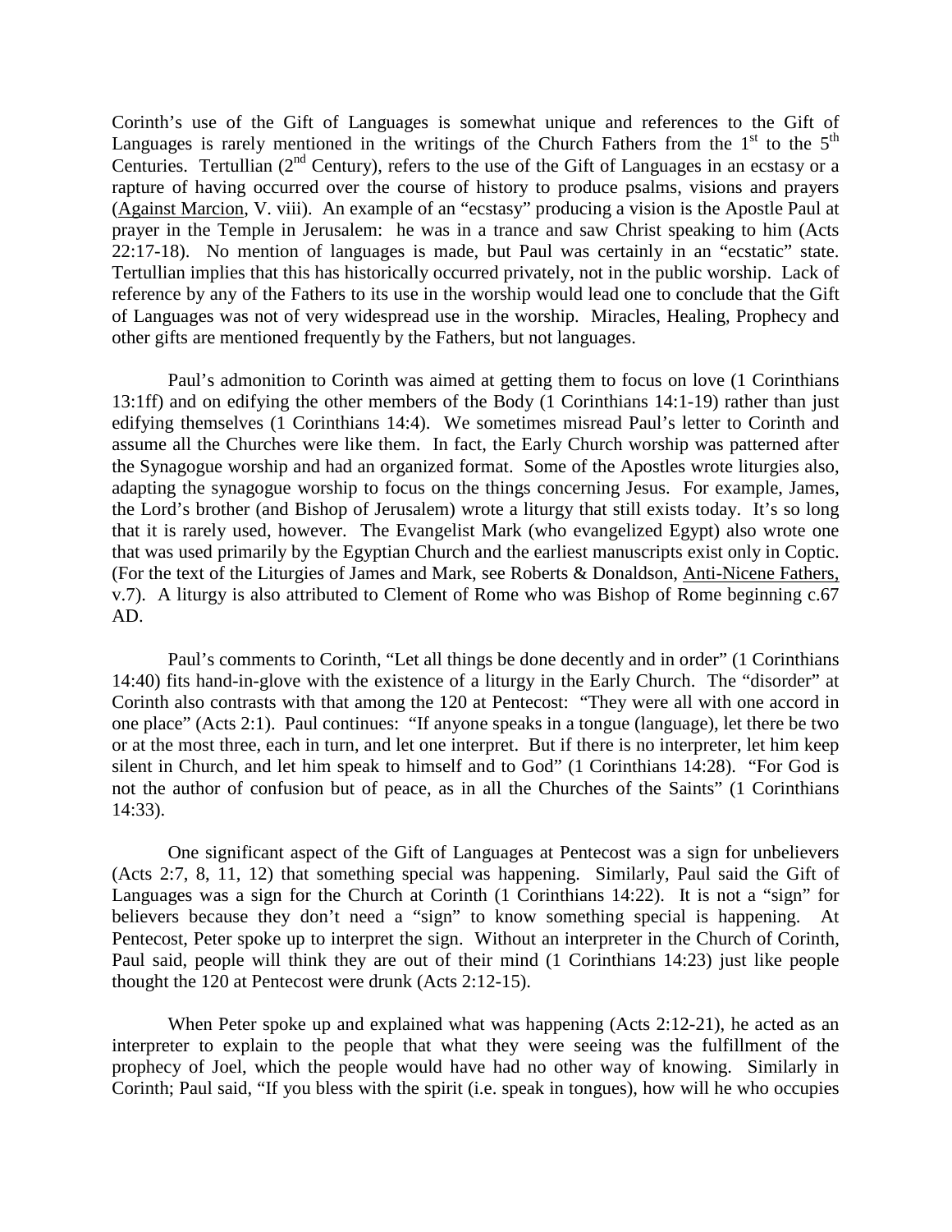Corinth's use of the Gift of Languages is somewhat unique and references to the Gift of Languages is rarely mentioned in the writings of the Church Fathers from the 1st to the 5th Centuries. Tertullian (2nd Century), refers to the use of the Gift of Languages in an ecstasy or a rapture of having occurred over the course of history to produce psalms, visions and prayers (Against Marcion, V. viii). An example of an "ecstasy" producing a vision is the Apostle Paul at prayer in the Temple in Jerusalem: he was in a trance and saw Christ speaking to him (Acts 22:17-18). No mention of languages is made, but Paul was certainly in an "ecstatic" state. Tertullian implies that this has historically occurred privately, not in the public worship. Lack of reference by any of the Fathers to its use in the worship would lead one to conclude that the Gift of Languages was not of very widespread use in the worship. Miracles, Healing, Prophecy and other gifts are mentioned frequently by the Fathers, but not languages.

Paul's admonition to Corinth was aimed at getting them to focus on love (1 Corinthians 13:1ff) and on edifying the other members of the Body (1 Corinthians 14:1-19) rather than just edifying themselves (1 Corinthians 14:4). We sometimes misread Paul's letter to Corinth and assume all the Churches were like them. In fact, the Early Church worship was patterned after the Synagogue worship and had an organized format. Some of the Apostles wrote liturgies also, adapting the synagogue worship to focus on the things concerning Jesus. For example, James, the Lord's brother (and Bishop of Jerusalem) wrote a liturgy that still exists today. It's so long that it is rarely used, however. The Evangelist Mark (who evangelized Egypt) also wrote one that was used primarily by the Egyptian Church and the earliest manuscripts exist only in Coptic. (For the text of the Liturgies of James and Mark, see Roberts & Donaldson, Anti-Nicene Fathers, v.7). A liturgy is also attributed to Clement of Rome who was Bishop of Rome beginning c.67 AD.

Paul's comments to Corinth, "Let all things be done decently and in order" (1 Corinthians 14:40) fits hand-in-glove with the existence of a liturgy in the Early Church. The "disorder" at Corinth also contrasts with that among the 120 at Pentecost: "They were all with one accord in one place" (Acts 2:1). Paul continues: "If anyone speaks in a tongue (language), let there be two or at the most three, each in turn, and let one interpret. But if there is no interpreter, let him keep silent in Church, and let him speak to himself and to God" (1 Corinthians 14:28). "For God is not the author of confusion but of peace, as in all the Churches of the Saints" (1 Corinthians 14:33).

One significant aspect of the Gift of Languages at Pentecost was a sign for unbelievers (Acts 2:7, 8, 11, 12) that something special was happening. Similarly, Paul said the Gift of Languages was a sign for the Church at Corinth (1 Corinthians 14:22). It is not a "sign" for believers because they don't need a "sign" to know something special is happening. At Pentecost, Peter spoke up to interpret the sign. Without an interpreter in the Church of Corinth, Paul said, people will think they are out of their mind (1 Corinthians 14:23) just like people thought the 120 at Pentecost were drunk (Acts 2:12-15).

When Peter spoke up and explained what was happening (Acts 2:12-21), he acted as an interpreter to explain to the people that what they were seeing was the fulfillment of the prophecy of Joel, which the people would have had no other way of knowing. Similarly in Corinth; Paul said, "If you bless with the spirit (i.e. speak in tongues), how will he who occupies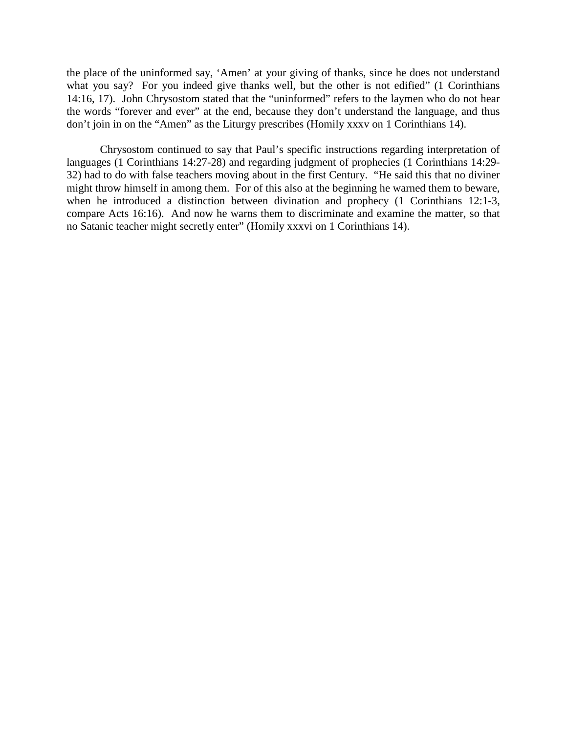the place of the uninformed say, 'Amen' at your giving of thanks, since he does not understand what you say? For you indeed give thanks well, but the other is not edified" (1 Corinthians 14:16, 17). John Chrysostom stated that the "uninformed" refers to the laymen who do not hear the words "forever and ever" at the end, because they don't understand the language, and thus don't join in on the "Amen" as the Liturgy prescribes (Homily xxxv on 1 Corinthians 14).

Chrysostom continued to say that Paul's specific instructions regarding interpretation of languages (1 Corinthians 14:27-28) and regarding judgment of prophecies (1 Corinthians 14:29-32) had to do with false teachers moving about in the first Century. "He said this that no diviner might throw himself in among them. For of this also at the beginning he warned them to beware, when he introduced a distinction between divination and prophecy (1 Corinthians 12:1-3, compare Acts 16:16). And now he warns them to discriminate and examine the matter, so that no Satanic teacher might secretly enter" (Homily xxxvi on 1 Corinthians 14).